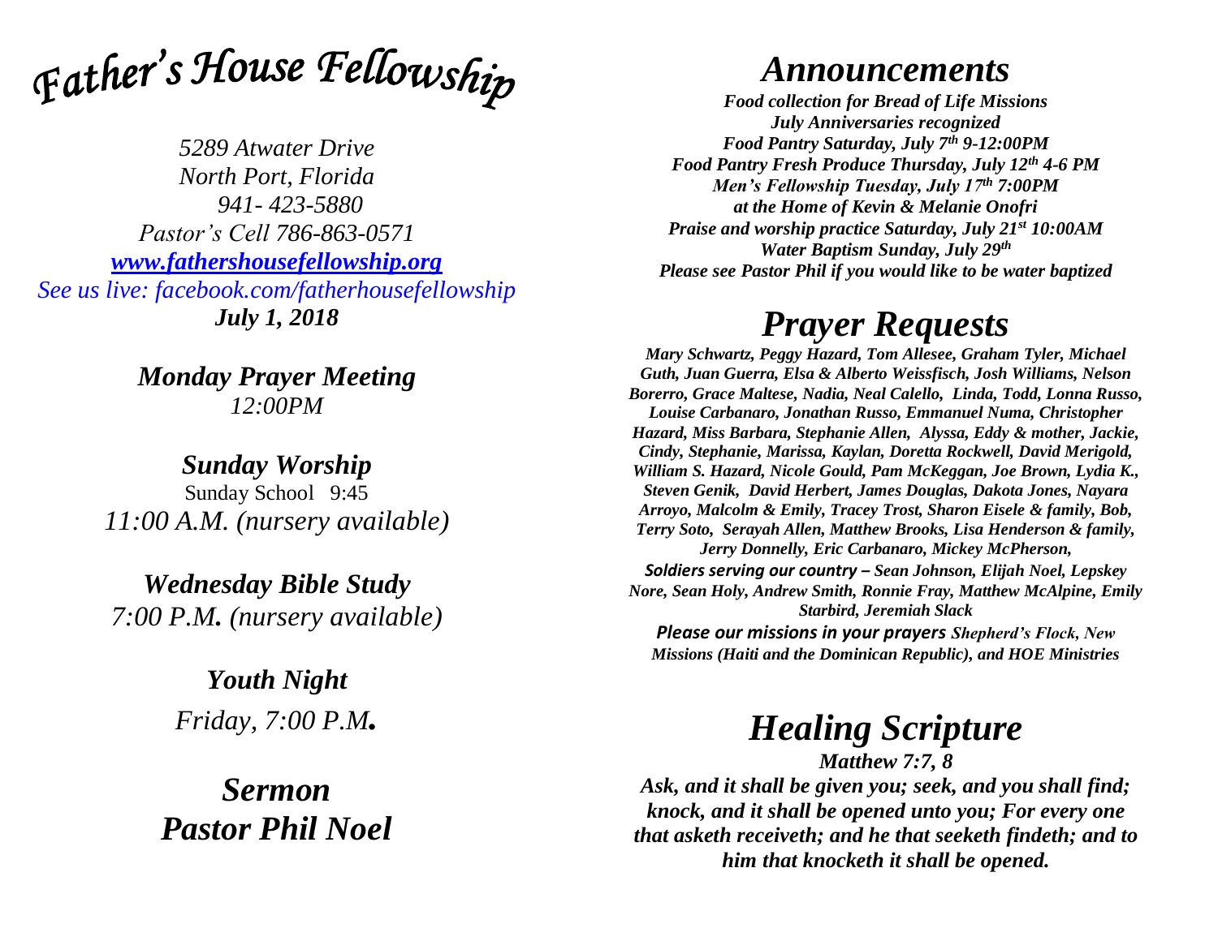# *Father's House Fellowship*

*5289 Atwater Drive*
*North Port, Florida*
*941- 423-5880*
*Pastor's Cell 786-863-0571*
*[www.fathershousefellowship.org](http://www.fathershousefellowship.org)*
*See us live: facebook.com/fatherhousefellowship*
***July 1, 2018***

***Monday Prayer Meeting***
*12:00PM*

***Sunday Worship***
Sunday School 9:45
*11:00 A.M. (nursery available)*

***Wednesday Bible Study***
*7:00 P.M. (nursery available)*

***Youth Night***
*Friday, 7:00 P.M.*

***Sermon***
***Pastor Phil Noel***

# *Announcements*

***Food collection for Bread of Life Missions***
***July Anniversaries recognized***
***Food Pantry Saturday, July 7th 9-12:00PM***
***Food Pantry Fresh Produce Thursday, July 12th 4-6 PM***
***Men's Fellowship Tuesday, July 17th 7:00PM***
***at the Home of Kevin & Melanie Onofri***
***Praise and worship practice Saturday, July 21st 10:00AM***
***Water Baptism Sunday, July 29th***
***Please see Pastor Phil if you would like to be water baptized***

# *Prayer Requests*

***Mary Schwartz, Peggy Hazard, Tom Allesee, Graham Tyler, Michael Guth, Juan Guerra, Elsa & Alberto Weissfisch, Josh Williams, Nelson Borerro, Grace Maltese, Nadia, Neal Calello, Linda, Todd, Lonna Russo, Louise Carbanaro, Jonathan Russo, Emmanuel Numa, Christopher Hazard, Miss Barbara, Stephanie Allen, Alyssa, Eddy & mother, Jackie, Cindy, Stephanie, Marissa, Kaylan, Doretta Rockwell, David Merigold, William S. Hazard, Nicole Gould, Pam McKeggan, Joe Brown, Lydia K., Steven Genik, David Herbert, James Douglas, Dakota Jones, Nayara Arroyo, Malcolm & Emily, Tracey Trost, Sharon Eisele & family, Bob, Terry Soto, Serayah Allen, Matthew Brooks, Lisa Henderson & family, Jerry Donnelly, Eric Carbanaro, Mickey McPherson,***

***Soldiers serving our country – Sean Johnson, Elijah Noel, Lepskey Nore, Sean Holy, Andrew Smith, Ronnie Fray, Matthew McAlpine, Emily Starbird, Jeremiah Slack***

***Please our missions in your prayers Shepherd's Flock, New Missions (Haiti and the Dominican Republic), and HOE Ministries***

# *Healing Scripture*

***Matthew 7:7, 8***

***Ask, and it shall be given you; seek, and you shall find; knock, and it shall be opened unto you; For every one that asketh receiveth; and he that seeketh findeth; and to him that knocketh it shall be opened.***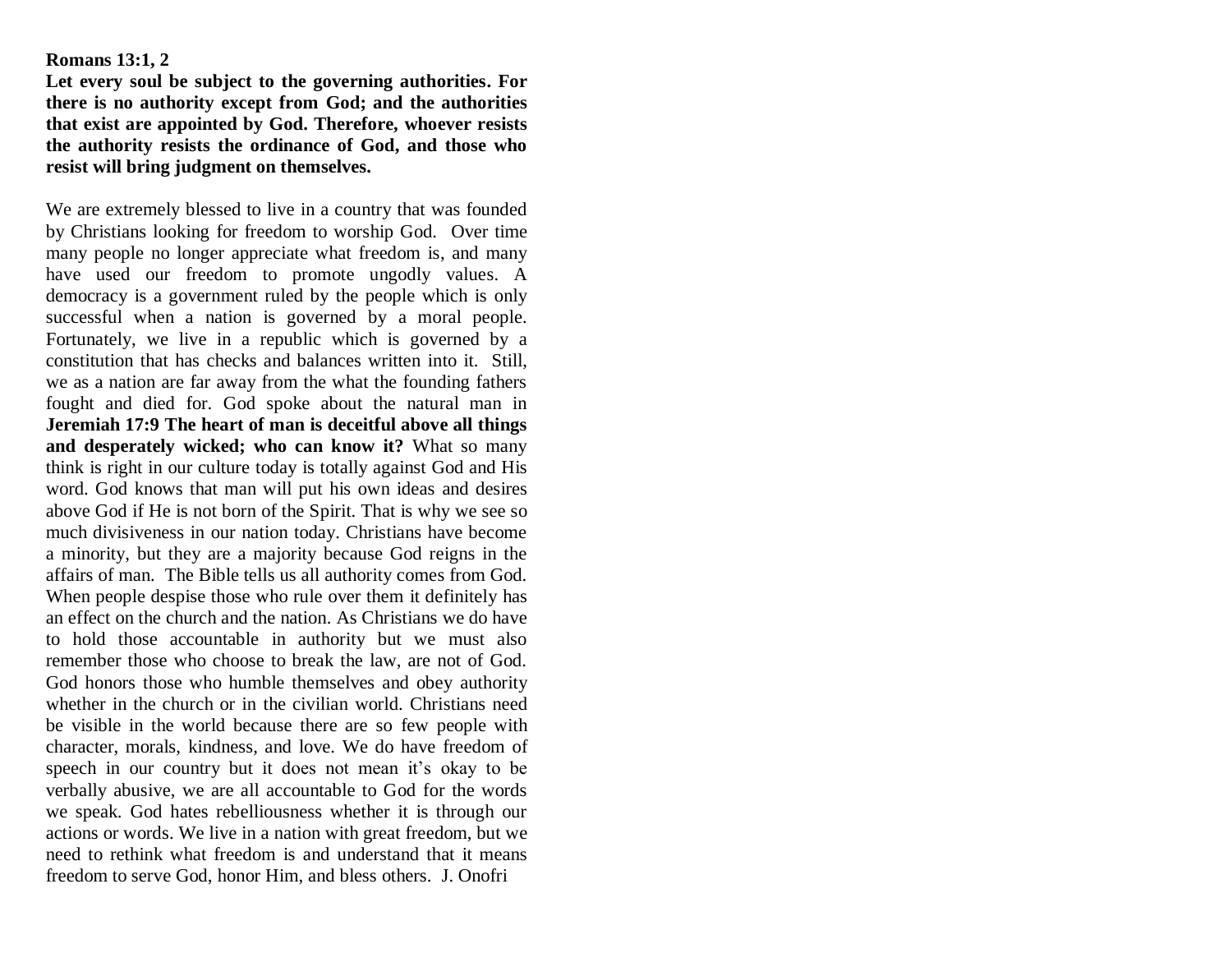**Romans 13:1, 2**

**Let every soul be subject to the governing authorities. For there is no authority except from God; and the authorities that exist are appointed by God. Therefore, whoever resists the authority resists the ordinance of God, and those who resist will bring judgment on themselves.**

We are extremely blessed to live in a country that was founded by Christians looking for freedom to worship God. Over time many people no longer appreciate what freedom is, and many have used our freedom to promote ungodly values. A democracy is a government ruled by the people which is only successful when a nation is governed by a moral people. Fortunately, we live in a republic which is governed by a constitution that has checks and balances written into it. Still, we as a nation are far away from the what the founding fathers fought and died for. God spoke about the natural man in **Jeremiah 17:9 The heart of man is deceitful above all things and desperately wicked; who can know it?** What so many think is right in our culture today is totally against God and His word. God knows that man will put his own ideas and desires above God if He is not born of the Spirit. That is why we see so much divisiveness in our nation today. Christians have become a minority, but they are a majority because God reigns in the affairs of man. The Bible tells us all authority comes from God. When people despise those who rule over them it definitely has an effect on the church and the nation. As Christians we do have to hold those accountable in authority but we must also remember those who choose to break the law, are not of God. God honors those who humble themselves and obey authority whether in the church or in the civilian world. Christians need be visible in the world because there are so few people with character, morals, kindness, and love. We do have freedom of speech in our country but it does not mean it's okay to be verbally abusive, we are all accountable to God for the words we speak. God hates rebelliousness whether it is through our actions or words. We live in a nation with great freedom, but we need to rethink what freedom is and understand that it means freedom to serve God, honor Him, and bless others. J. Onofri